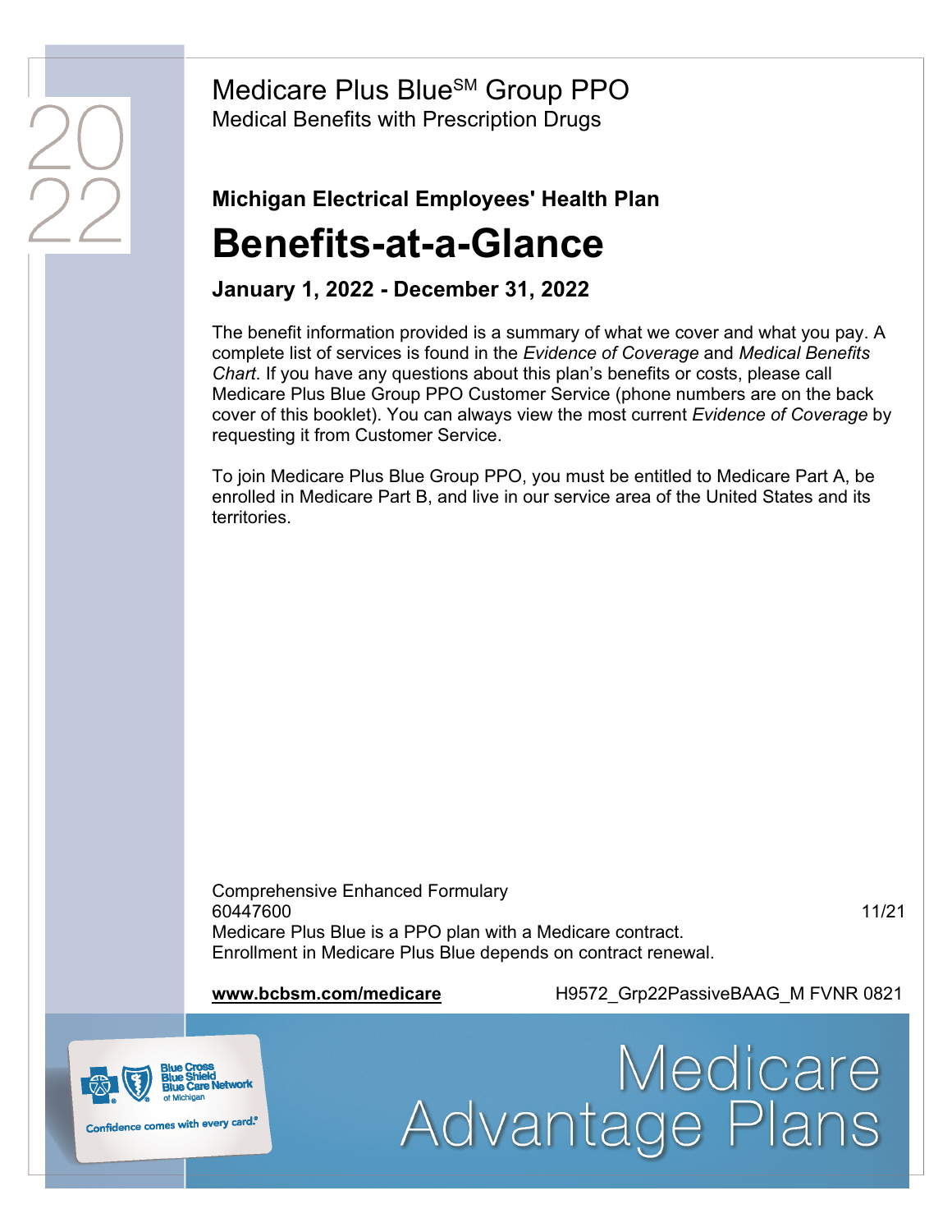20
22

# Medicare Plus Blue℠ Group PPO

Medical Benefits with Prescription Drugs

## Michigan Electrical Employees' Health Plan

# Benefits-at-a-Glance

### January 1, 2022 - December 31, 2022

The benefit information provided is a summary of what we cover and what you pay. A complete list of services is found in the *Evidence of Coverage* and *Medical Benefits Chart*. If you have any questions about this plan's benefits or costs, please call Medicare Plus Blue Group PPO Customer Service (phone numbers are on the back cover of this booklet). You can always view the most current *Evidence of Coverage* by requesting it from Customer Service.

To join Medicare Plus Blue Group PPO, you must be entitled to Medicare Part A, be enrolled in Medicare Part B, and live in our service area of the United States and its territories.

Comprehensive Enhanced Formulary
60447600 11/21
Medicare Plus Blue is a PPO plan with a Medicare contract.
Enrollment in Medicare Plus Blue depends on contract renewal.

**www.bcbsm.com/medicare** H9572_Grp22PassiveBAAG_M FVNR 0821

Blue Cross Blue Shield Blue Care Network of Michigan

Confidence comes with every card.®

Medicare Advantage Plans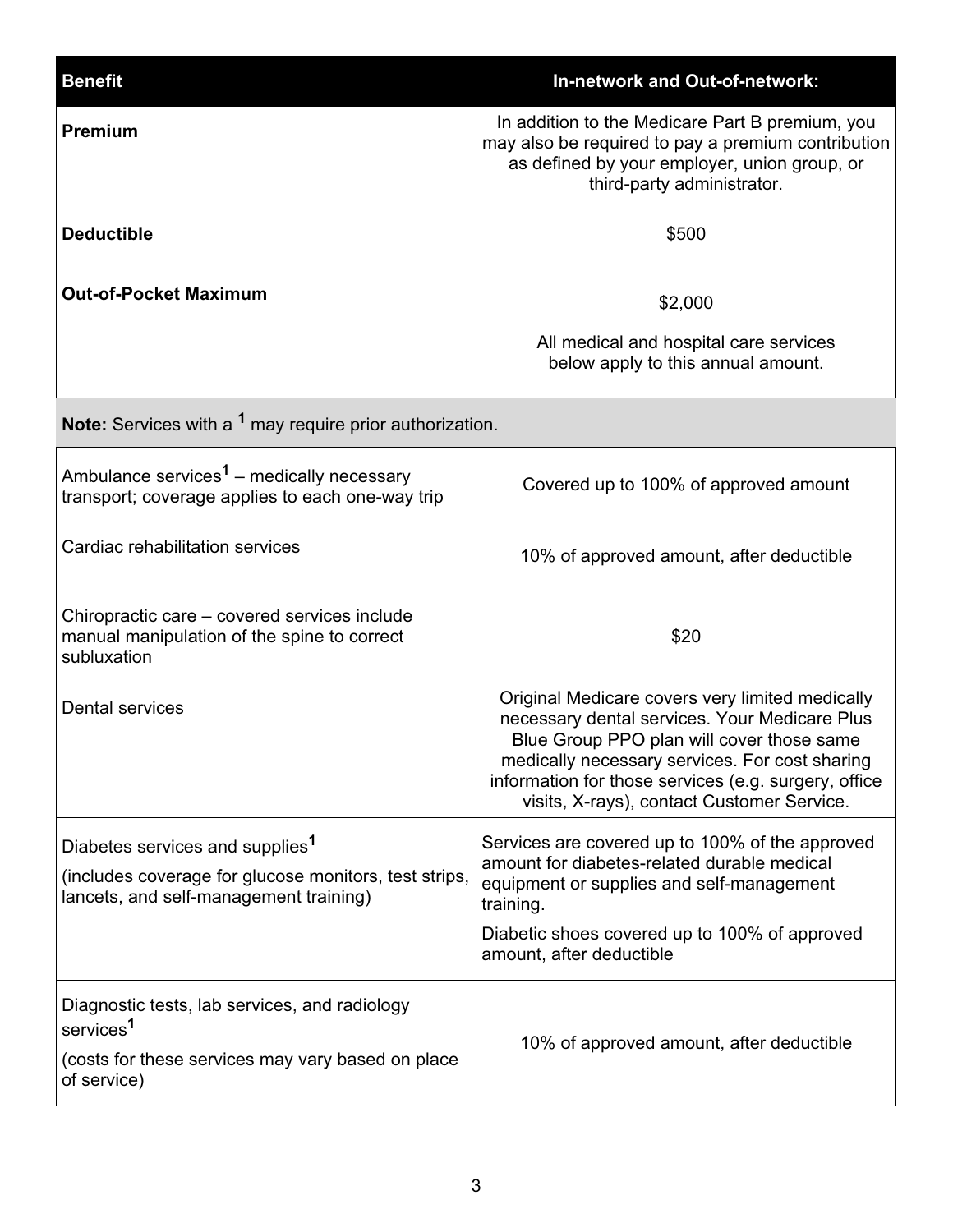| Benefit | In-network and Out-of-network: |
| --- | --- |
| **Premium** | In addition to the Medicare Part B premium, you may also be required to pay a premium contribution as defined by your employer, union group, or third-party administrator. |
| **Deductible** | $500 |
| **Out-of-Pocket Maximum** | $2,000<br><br>All medical and hospital care services below apply to this annual amount. |

**Note:** Services with a [1] may require prior authorization.

| Benefit | In-network and Out-of-network: |
| --- | --- |
| Ambulance services[1] – medically necessary transport; coverage applies to each one-way trip | Covered up to 100% of approved amount |
| Cardiac rehabilitation services | 10% of approved amount, after deductible |
| Chiropractic care – covered services include manual manipulation of the spine to correct subluxation | $20 |
| Dental services | Original Medicare covers very limited medically necessary dental services. Your Medicare Plus Blue Group PPO plan will cover those same medically necessary services. For cost sharing information for those services (e.g. surgery, office visits, X-rays), contact Customer Service. |
| Diabetes services and supplies[1]<br><br>(includes coverage for glucose monitors, test strips, lancets, and self-management training) | Services are covered up to 100% of the approved amount for diabetes-related durable medical equipment or supplies and self-management training.<br><br>Diabetic shoes covered up to 100% of approved amount, after deductible |
| Diagnostic tests, lab services, and radiology services[1]<br><br>(costs for these services may vary based on place of service) | 10% of approved amount, after deductible |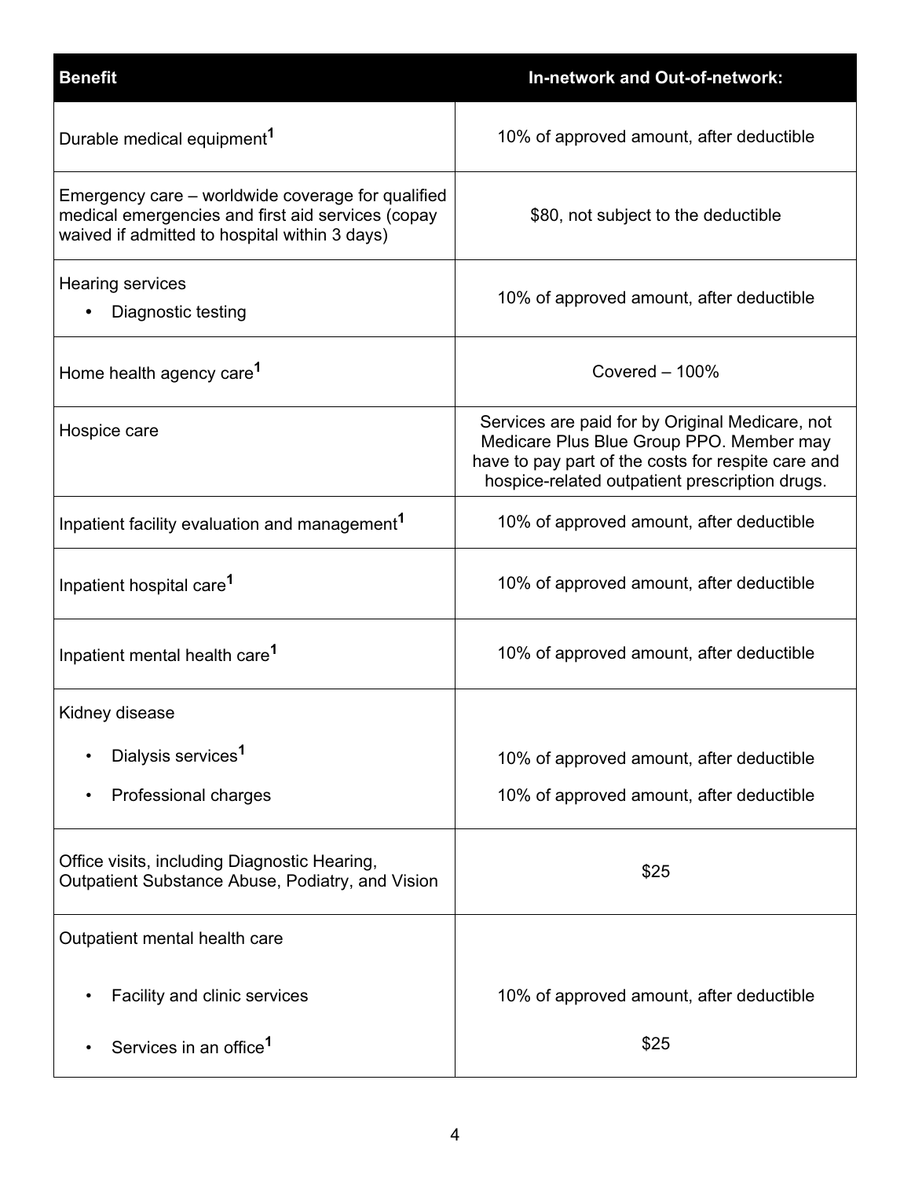| Benefit | In-network and Out-of-network: |
| --- | --- |
| Durable medical equipment[1] | 10% of approved amount, after deductible |
| Emergency care – worldwide coverage for qualified medical emergencies and first aid services (copay waived if admitted to hospital within 3 days) | $80, not subject to the deductible |
| Hearing services<br>• Diagnostic testing | 10% of approved amount, after deductible |
| Home health agency care[1] | Covered – 100% |
| Hospice care | Services are paid for by Original Medicare, not Medicare Plus Blue Group PPO. Member may have to pay part of the costs for respite care and hospice-related outpatient prescription drugs. |
| Inpatient facility evaluation and management[1] | 10% of approved amount, after deductible |
| Inpatient hospital care[1] | 10% of approved amount, after deductible |
| Inpatient mental health care[1] | 10% of approved amount, after deductible |
| Kidney disease<br>• Dialysis services[1]<br>• Professional charges | <br>10% of approved amount, after deductible<br>10% of approved amount, after deductible |
| Office visits, including Diagnostic Hearing, Outpatient Substance Abuse, Podiatry, and Vision | $25 |
| Outpatient mental health care<br>• Facility and clinic services<br>• Services in an office[1] | <br>10% of approved amount, after deductible<br>$25 |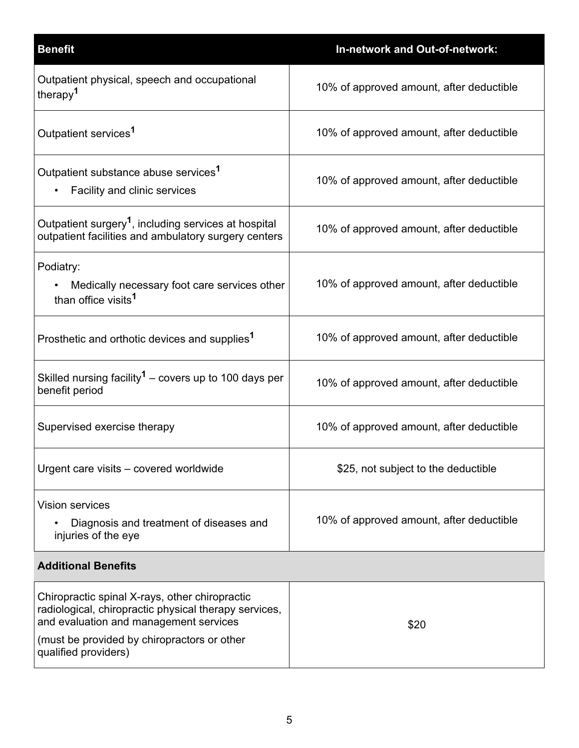| Benefit | In-network and Out-of-network: |
|---|---|
| Outpatient physical, speech and occupational therapy[1] | 10% of approved amount, after deductible |
| Outpatient services[1] | 10% of approved amount, after deductible |
| Outpatient substance abuse services[1]<br>• Facility and clinic services | 10% of approved amount, after deductible |
| Outpatient surgery[1], including services at hospital outpatient facilities and ambulatory surgery centers | 10% of approved amount, after deductible |
| Podiatry:<br>• Medically necessary foot care services other than office visits[1] | 10% of approved amount, after deductible |
| Prosthetic and orthotic devices and supplies[1] | 10% of approved amount, after deductible |
| Skilled nursing facility[1] – covers up to 100 days per benefit period | 10% of approved amount, after deductible |
| Supervised exercise therapy | 10% of approved amount, after deductible |
| Urgent care visits – covered worldwide | $25, not subject to the deductible |
| Vision services<br>• Diagnosis and treatment of diseases and injuries of the eye | 10% of approved amount, after deductible |
| **Additional Benefits** | |
| Chiropractic spinal X-rays, other chiropractic radiological, chiropractic physical therapy services, and evaluation and management services<br>(must be provided by chiropractors or other qualified providers) | $20 |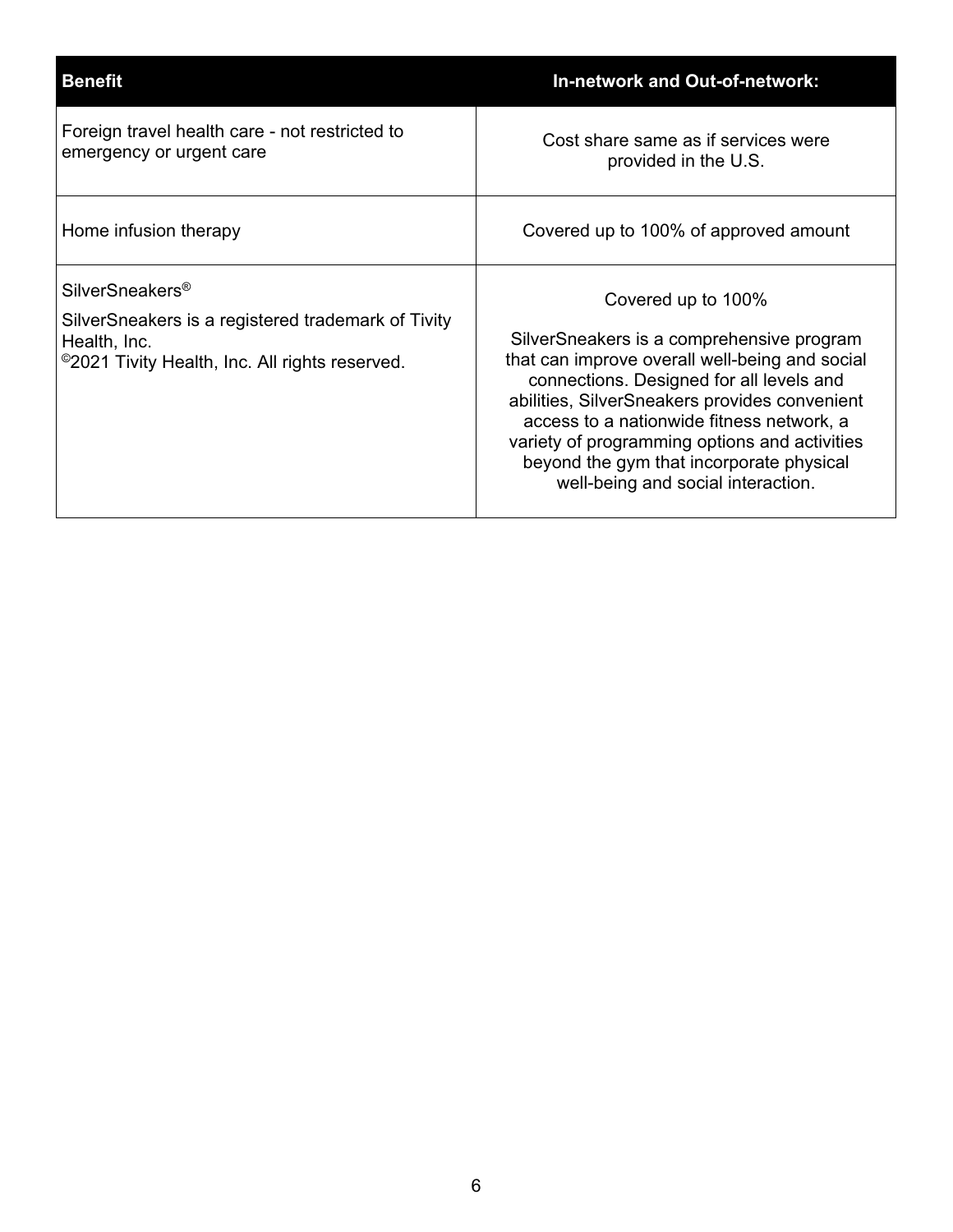| Benefit | In-network and Out-of-network: |
| --- | --- |
| Foreign travel health care - not restricted to emergency or urgent care | Cost share same as if services were provided in the U.S. |
| Home infusion therapy | Covered up to 100% of approved amount |
| SilverSneakers® <br> SilverSneakers is a registered trademark of Tivity Health, Inc. <br> ©2021 Tivity Health, Inc. All rights reserved. | Covered up to 100% <br> SilverSneakers is a comprehensive program that can improve overall well-being and social connections. Designed for all levels and abilities, SilverSneakers provides convenient access to a nationwide fitness network, a variety of programming options and activities beyond the gym that incorporate physical well-being and social interaction. |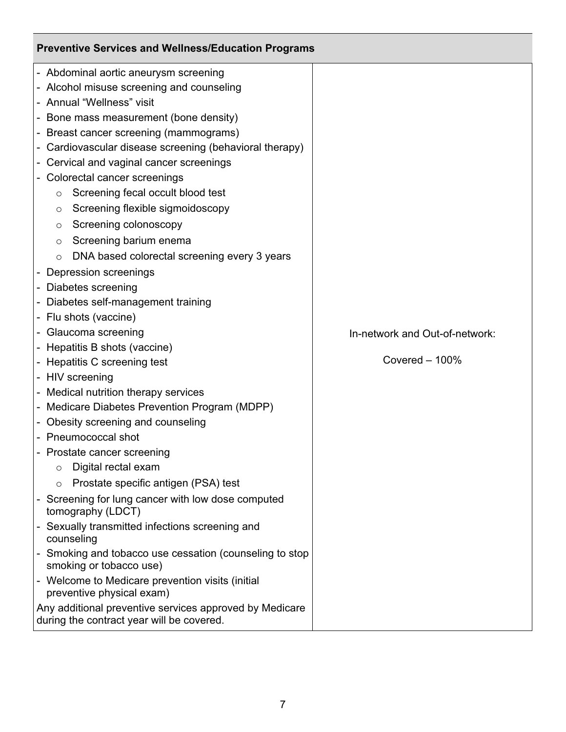| Preventive Services and Wellness/Education Programs | |
|---|---|
| - Abdominal aortic aneurysm screening<br>- Alcohol misuse screening and counseling<br>- Annual "Wellness" visit<br>- Bone mass measurement (bone density)<br>- Breast cancer screening (mammograms)<br>- Cardiovascular disease screening (behavioral therapy)<br>- Cervical and vaginal cancer screenings<br>- Colorectal cancer screenings<br>&nbsp;&nbsp;&nbsp;&nbsp;o Screening fecal occult blood test<br>&nbsp;&nbsp;&nbsp;&nbsp;o Screening flexible sigmoidoscopy<br>&nbsp;&nbsp;&nbsp;&nbsp;o Screening colonoscopy<br>&nbsp;&nbsp;&nbsp;&nbsp;o Screening barium enema<br>&nbsp;&nbsp;&nbsp;&nbsp;o DNA based colorectal screening every 3 years<br>- Depression screenings<br>- Diabetes screening<br>- Diabetes self-management training<br>- Flu shots (vaccine)<br>- Glaucoma screening<br>- Hepatitis B shots (vaccine)<br>- Hepatitis C screening test<br>- HIV screening<br>- Medical nutrition therapy services<br>- Medicare Diabetes Prevention Program (MDPP)<br>- Obesity screening and counseling<br>- Pneumococcal shot<br>- Prostate cancer screening<br>&nbsp;&nbsp;&nbsp;&nbsp;o Digital rectal exam<br>&nbsp;&nbsp;&nbsp;&nbsp;o Prostate specific antigen (PSA) test<br>- Screening for lung cancer with low dose computed tomography (LDCT)<br>- Sexually transmitted infections screening and counseling<br>- Smoking and tobacco use cessation (counseling to stop smoking or tobacco use)<br>- Welcome to Medicare prevention visits (initial preventive physical exam)<br>Any additional preventive services approved by Medicare during the contract year will be covered. | In-network and Out-of-network:<br><br>Covered – 100% |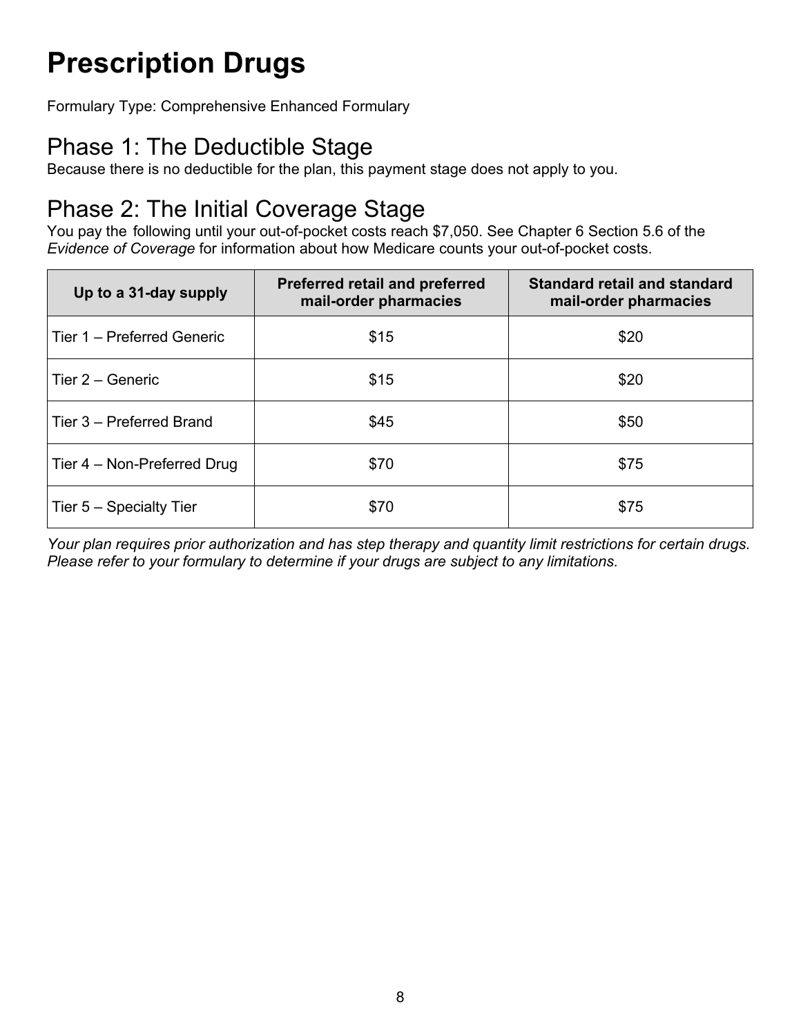# Prescription Drugs

Formulary Type: Comprehensive Enhanced Formulary

## Phase 1: The Deductible Stage

Because there is no deductible for the plan, this payment stage does not apply to you.

## Phase 2: The Initial Coverage Stage

You pay the following until your out-of-pocket costs reach $7,050. See Chapter 6 Section 5.6 of the *Evidence of Coverage* for information about how Medicare counts your out-of-pocket costs.

| Up to a 31-day supply | Preferred retail and preferred mail-order pharmacies | Standard retail and standard mail-order pharmacies |
|---|---|---|
| Tier 1 – Preferred Generic | $15 | $20 |
| Tier 2 – Generic | $15 | $20 |
| Tier 3 – Preferred Brand | $45 | $50 |
| Tier 4 – Non-Preferred Drug | $70 | $75 |
| Tier 5 – Specialty Tier | $70 | $75 |

*Your plan requires prior authorization and has step therapy and quantity limit restrictions for certain drugs. Please refer to your formulary to determine if your drugs are subject to any limitations.*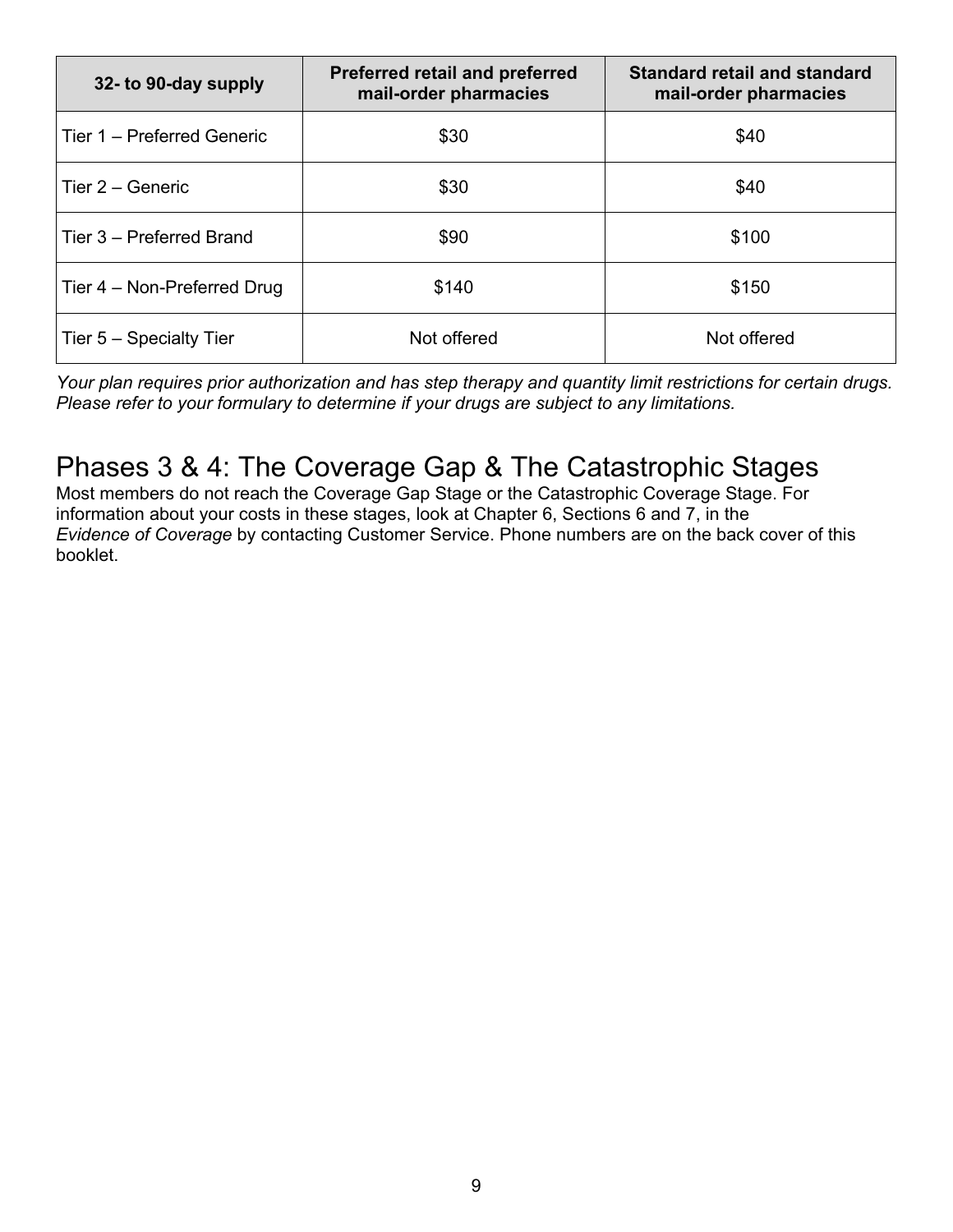| 32- to 90-day supply | Preferred retail and preferred mail-order pharmacies | Standard retail and standard mail-order pharmacies |
|---|---|---|
| Tier 1 – Preferred Generic | $30 | $40 |
| Tier 2 – Generic | $30 | $40 |
| Tier 3 – Preferred Brand | $90 | $100 |
| Tier 4 – Non-Preferred Drug | $140 | $150 |
| Tier 5 – Specialty Tier | Not offered | Not offered |

*Your plan requires prior authorization and has step therapy and quantity limit restrictions for certain drugs. Please refer to your formulary to determine if your drugs are subject to any limitations.*

## Phases 3 & 4: The Coverage Gap & The Catastrophic Stages

Most members do not reach the Coverage Gap Stage or the Catastrophic Coverage Stage. For information about your costs in these stages, look at Chapter 6, Sections 6 and 7, in the *Evidence of Coverage* by contacting Customer Service. Phone numbers are on the back cover of this booklet.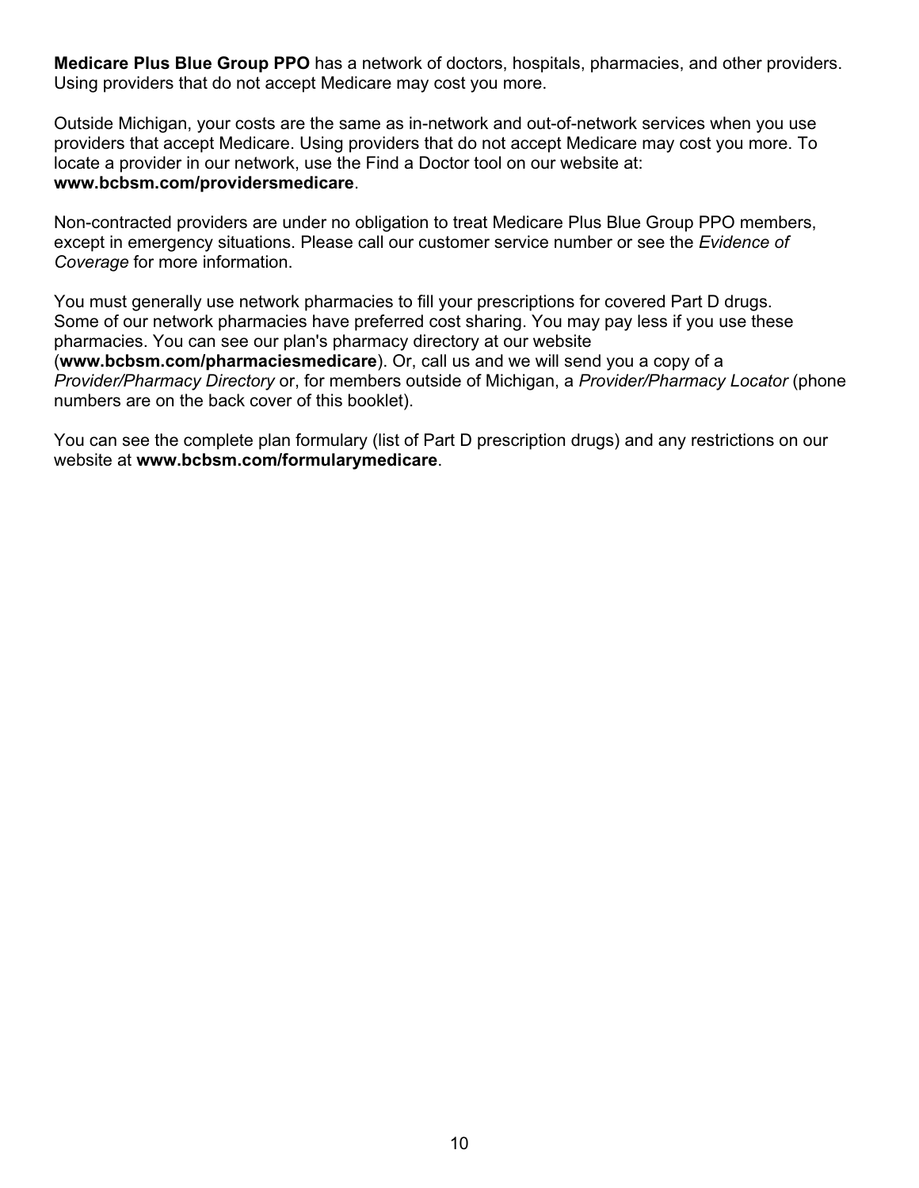**Medicare Plus Blue Group PPO** has a network of doctors, hospitals, pharmacies, and other providers. Using providers that do not accept Medicare may cost you more.

Outside Michigan, your costs are the same as in-network and out-of-network services when you use providers that accept Medicare. Using providers that do not accept Medicare may cost you more. To locate a provider in our network, use the Find a Doctor tool on our website at: **www.bcbsm.com/providersmedicare**.

Non-contracted providers are under no obligation to treat Medicare Plus Blue Group PPO members, except in emergency situations. Please call our customer service number or see the *Evidence of Coverage* for more information.

You must generally use network pharmacies to fill your prescriptions for covered Part D drugs. Some of our network pharmacies have preferred cost sharing. You may pay less if you use these pharmacies. You can see our plan's pharmacy directory at our website (**www.bcbsm.com/pharmaciesmedicare**). Or, call us and we will send you a copy of a *Provider/Pharmacy Directory* or, for members outside of Michigan, a *Provider/Pharmacy Locator* (phone numbers are on the back cover of this booklet).

You can see the complete plan formulary (list of Part D prescription drugs) and any restrictions on our website at **www.bcbsm.com/formularymedicare**.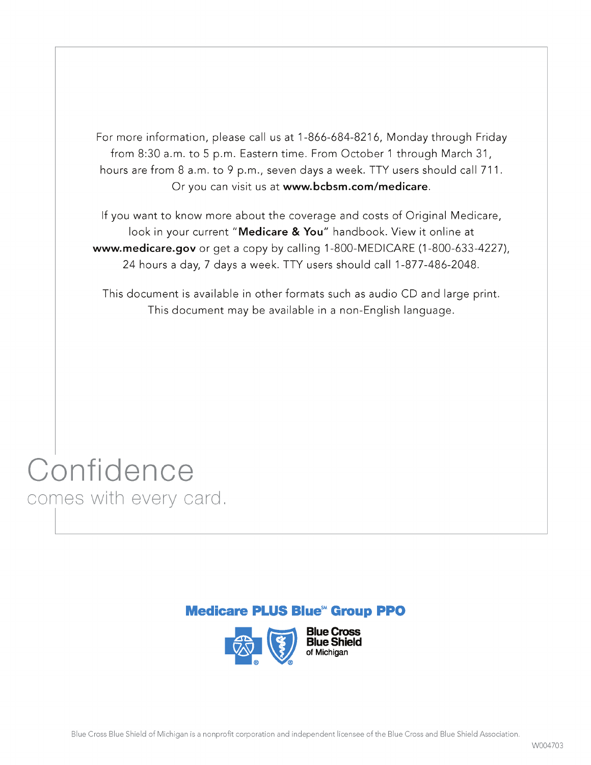For more information, please call us at 1-866-684-8216, Monday through Friday from 8:30 a.m. to 5 p.m. Eastern time. From October 1 through March 31, hours are from 8 a.m. to 9 p.m., seven days a week. TTY users should call 711. Or you can visit us at **www.bcbsm.com/medicare**.

If you want to know more about the coverage and costs of Original Medicare, look in your current "**Medicare & You**" handbook. View it online at **www.medicare.gov** or get a copy by calling 1-800-MEDICARE (1-800-633-4227), 24 hours a day, 7 days a week. TTY users should call 1-877-486-2048.

This document is available in other formats such as audio CD and large print. This document may be available in a non-English language.

Confidence
comes with every card.

**Medicare PLUS Blue℠ Group PPO**

Blue Cross Blue Shield of Michigan

Blue Cross Blue Shield of Michigan is a nonprofit corporation and independent licensee of the Blue Cross and Blue Shield Association.

W004703